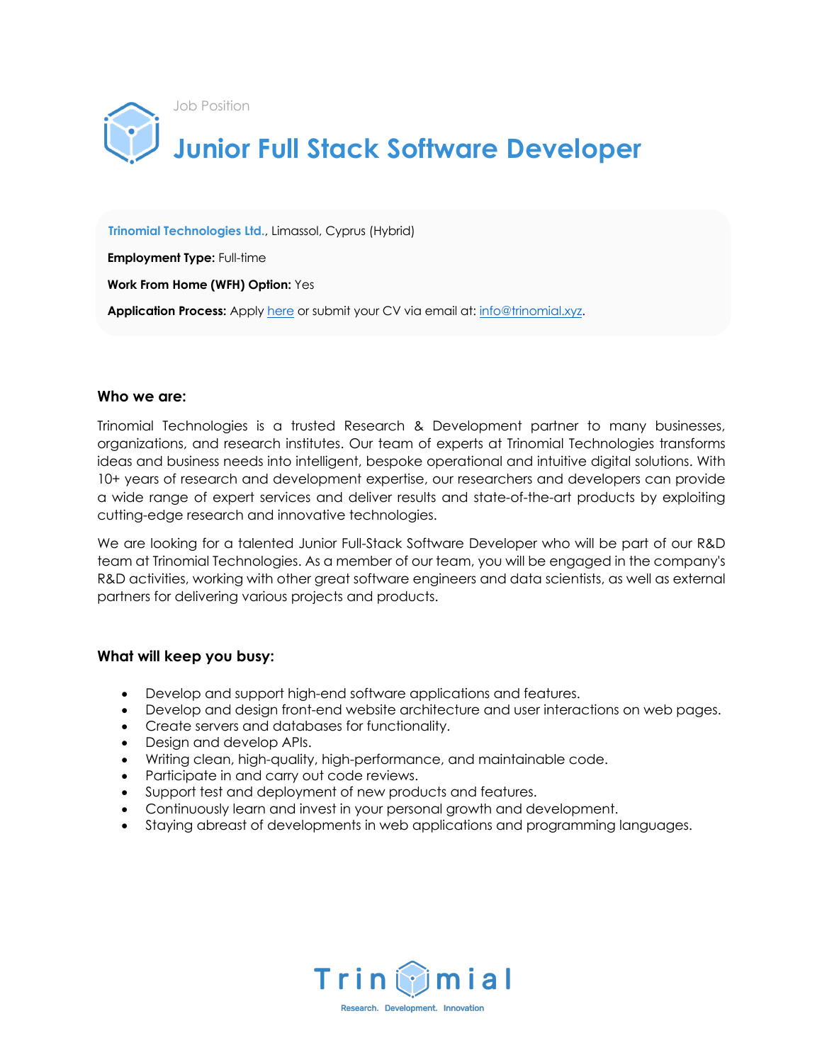Job Position

# Junior Full Stack Software Developer

**Trinomial Technologies Ltd.**, Limassol, Cyprus (Hybrid)

**Employment Type:** Full-time

**Work From Home (WFH) Option:** Yes

**Application Process:** Apply [here]() or submit your CV via email at: [info@trinomial.xyz](mailto:info@trinomial.xyz).

### Who we are:

Trinomial Technologies is a trusted Research & Development partner to many businesses, organizations, and research institutes. Our team of experts at Trinomial Technologies transforms ideas and business needs into intelligent, bespoke operational and intuitive digital solutions. With 10+ years of research and development expertise, our researchers and developers can provide a wide range of expert services and deliver results and state-of-the-art products by exploiting cutting-edge research and innovative technologies.

We are looking for a talented Junior Full-Stack Software Developer who will be part of our R&D team at Trinomial Technologies. As a member of our team, you will be engaged in the company's R&D activities, working with other great software engineers and data scientists, as well as external partners for delivering various projects and products.

### What will keep you busy:

- Develop and support high-end software applications and features.
- Develop and design front-end website architecture and user interactions on web pages.
- Create servers and databases for functionality.
- Design and develop APIs.
- Writing clean, high-quality, high-performance, and maintainable code.
- Participate in and carry out code reviews.
- Support test and deployment of new products and features.
- Continuously learn and invest in your personal growth and development.
- Staying abreast of developments in web applications and programming languages.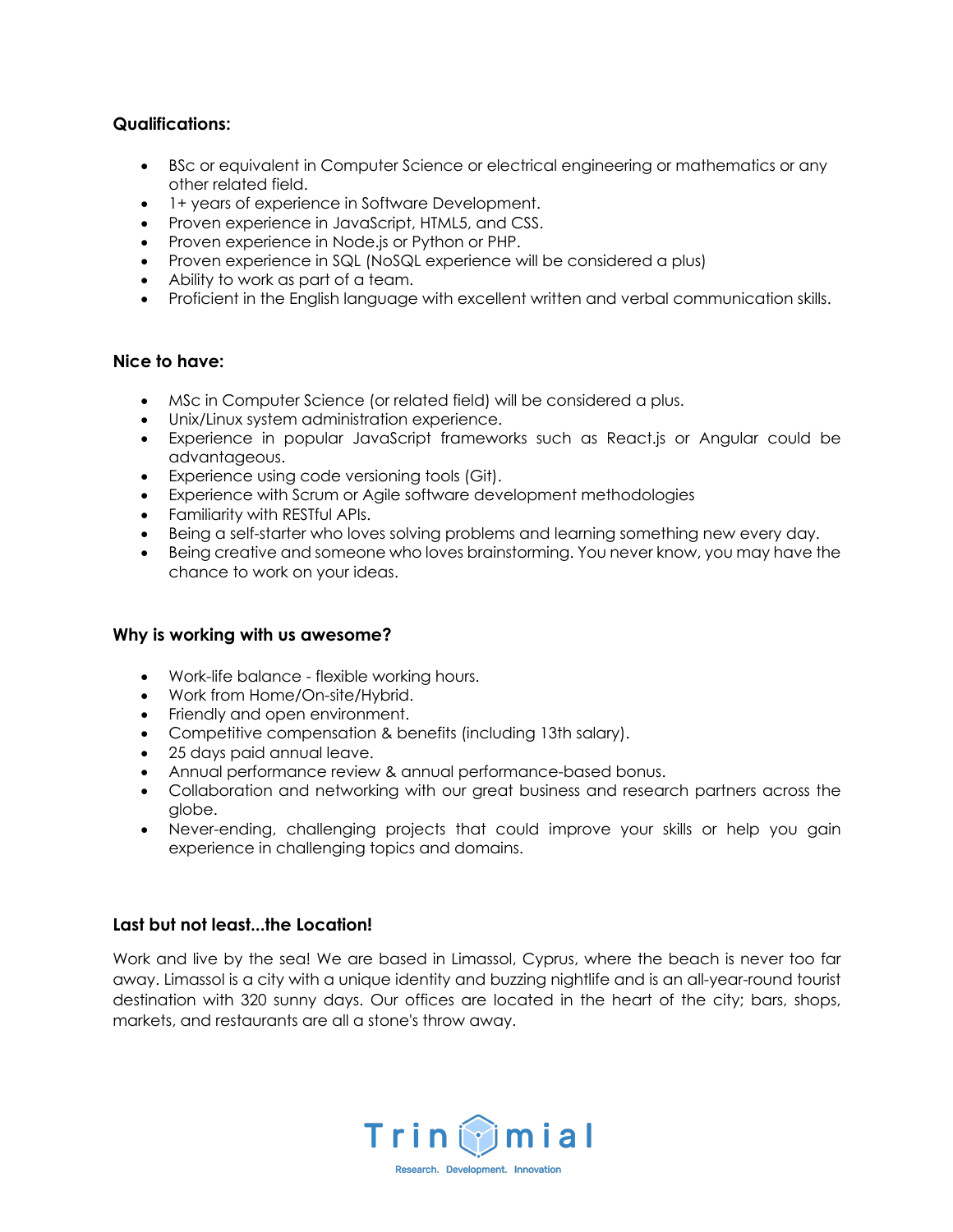**Qualifications:**

- BSc or equivalent in Computer Science or electrical engineering or mathematics or any other related field.
- 1+ years of experience in Software Development.
- Proven experience in JavaScript, HTML5, and CSS.
- Proven experience in Node.js or Python or PHP.
- Proven experience in SQL (NoSQL experience will be considered a plus)
- Ability to work as part of a team.
- Proficient in the English language with excellent written and verbal communication skills.

**Nice to have:**

- MSc in Computer Science (or related field) will be considered a plus.
- Unix/Linux system administration experience.
- Experience in popular JavaScript frameworks such as React.js or Angular could be advantageous.
- Experience using code versioning tools (Git).
- Experience with Scrum or Agile software development methodologies
- Familiarity with RESTful APIs.
- Being a self-starter who loves solving problems and learning something new every day.
- Being creative and someone who loves brainstorming. You never know, you may have the chance to work on your ideas.

**Why is working with us awesome?**

- Work-life balance - flexible working hours.
- Work from Home/On-site/Hybrid.
- Friendly and open environment.
- Competitive compensation & benefits (including 13th salary).
- 25 days paid annual leave.
- Annual performance review & annual performance-based bonus.
- Collaboration and networking with our great business and research partners across the globe.
- Never-ending, challenging projects that could improve your skills or help you gain experience in challenging topics and domains.

**Last but not least...the Location!**

Work and live by the sea! We are based in Limassol, Cyprus, where the beach is never too far away. Limassol is a city with a unique identity and buzzing nightlife and is an all-year-round tourist destination with 320 sunny days. Our offices are located in the heart of the city; bars, shops, markets, and restaurants are all a stone's throw away.

Trinomial

Research. Development. Innovation